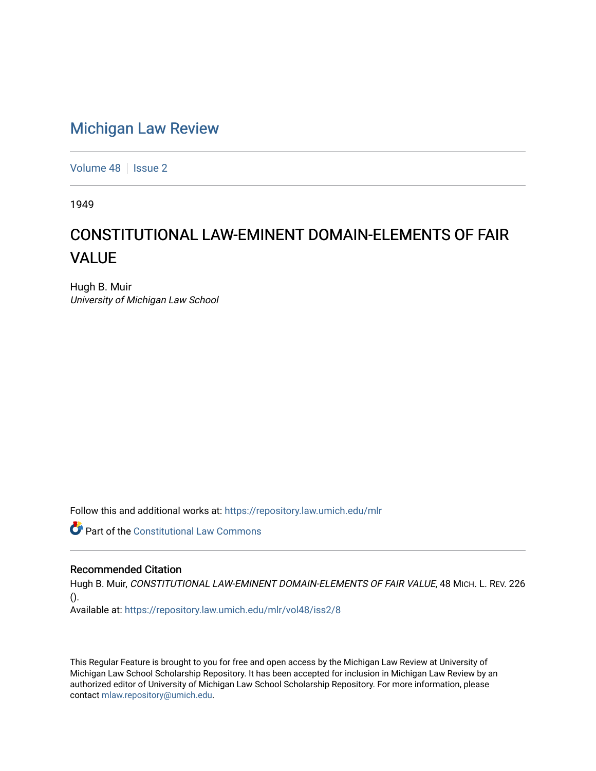# Michigan Law Review

Volume 48 | Issue 2

1949

## CONSTITUTIONAL LAW-EMINENT DOMAIN-ELEMENTS OF FAIR VALUE

Hugh B. Muir
*University of Michigan Law School*

Follow this and additional works at: https://repository.law.umich.edu/mlr

Part of the Constitutional Law Commons

### Recommended Citation

Hugh B. Muir, *CONSTITUTIONAL LAW-EMINENT DOMAIN-ELEMENTS OF FAIR VALUE*, 48 MICH. L. REV. 226 ().
Available at: https://repository.law.umich.edu/mlr/vol48/iss2/8

This Regular Feature is brought to you for free and open access by the Michigan Law Review at University of Michigan Law School Scholarship Repository. It has been accepted for inclusion in Michigan Law Review by an authorized editor of University of Michigan Law School Scholarship Repository. For more information, please contact mlaw.repository@umich.edu.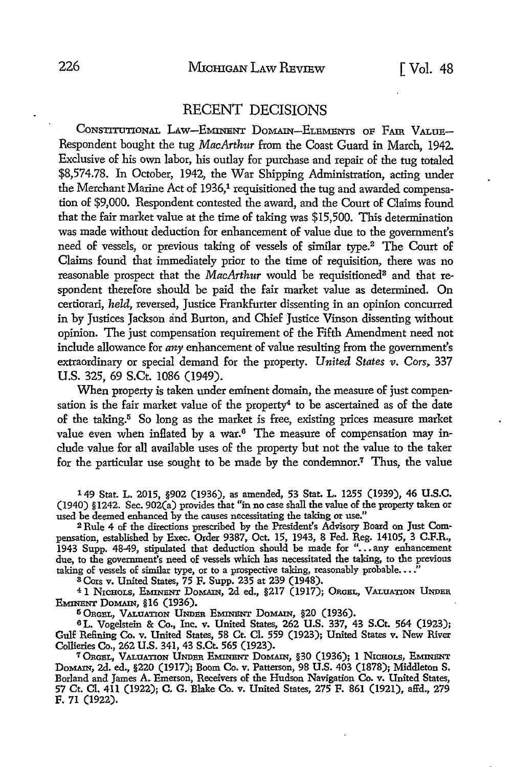## RECENT DECISIONS

CONSTITUTIONAL LAW—EMINENT DOMAIN—ELEMENTS OF FAIR VALUE—Respondent bought the tug *MacArthur* from the Coast Guard in March, 1942. Exclusive of his own labor, his outlay for purchase and repair of the tug totaled $8,574.78. In October, 1942, the War Shipping Administration, acting under the Merchant Marine Act of 1936,[1] requisitioned the tug and awarded compensation of $9,000. Respondent contested the award, and the Court of Claims found that the fair market value at the time of taking was $15,500. This determination was made without deduction for enhancement of value due to the government's need of vessels, or previous taking of vessels of similar type.[2] The Court of Claims found that immediately prior to the time of requisition, there was no reasonable prospect that the *MacArthur* would be requisitioned[3] and that respondent therefore should be paid the fair market value as determined. On certiorari, *held*, reversed, Justice Frankfurter dissenting in an opinion concurred in by Justices Jackson and Burton, and Chief Justice Vinson dissenting without opinion. The just compensation requirement of the Fifth Amendment need not include allowance for *any* enhancement of value resulting from the government's extraordinary or special demand for the property. *United States v. Cors*, 337 U.S. 325, 69 S.Ct. 1086 (1949).

When property is taken under eminent domain, the measure of just compensation is the fair market value of the property[4] to be ascertained as of the date of the taking.[5] So long as the market is free, existing prices measure market value even when inflated by a war.[6] The measure of compensation may include value for all available uses of the property but not the value to the taker for the particular use sought to be made by the condemnor.[7] Thus, the value

---

[1] 49 Stat. L. 2015, §902 (1936), as amended, 53 Stat. L. 1255 (1939), 46 U.S.C. (1940) §1242. Sec. 902(a) provides that "in no case shall the value of the property taken or used be deemed enhanced by the causes necessitating the taking or use."

[2] Rule 4 of the directions prescribed by the President's Advisory Board on Just Compensation, established by Exec. Order 9387, Oct. 15, 1943, 8 Fed. Reg. 14105, 3 C.F.R., 1943 Supp. 48-49, stipulated that deduction should be made for "...any enhancement due, to the government's need of vessels which has necessitated the taking, to the previous taking of vessels of similar type, or to a prospective taking, reasonably probable...."

[3] Cors v. United States, 75 F. Supp. 235 at 239 (1948).

[4] 1 NICHOLS, EMINENT DOMAIN, 2d ed., §217 (1917); ORGEL, VALUATION UNDER EMINENT DOMAIN, §16 (1936).

[5] ORGEL, VALUATION UNDER EMINENT DOMAIN, §20 (1936).

[6] L. Vogelstein & Co., Inc. v. United States, 262 U.S. 337, 43 S.Ct. 564 (1923); Gulf Refining Co. v. United States, 58 Ct. Cl. 559 (1923); United States v. New River Collieries Co., 262 U.S. 341, 43 S.Ct. 565 (1923).

[7] ORGEL, VALUATION UNDER EMINENT DOMAIN, §30 (1936); 1 NICHOLS, EMINENT DOMAIN, 2d. ed., §220 (1917); Boom Co. v. Patterson, 98 U.S. 403 (1878); Middleton S. Borland and James A. Emerson, Receivers of the Hudson Navigation Co. v. United States, 57 Ct. Cl. 411 (1922); C. G. Blake Co. v. United States, 275 F. 861 (1921), affd., 279 F. 71 (1922).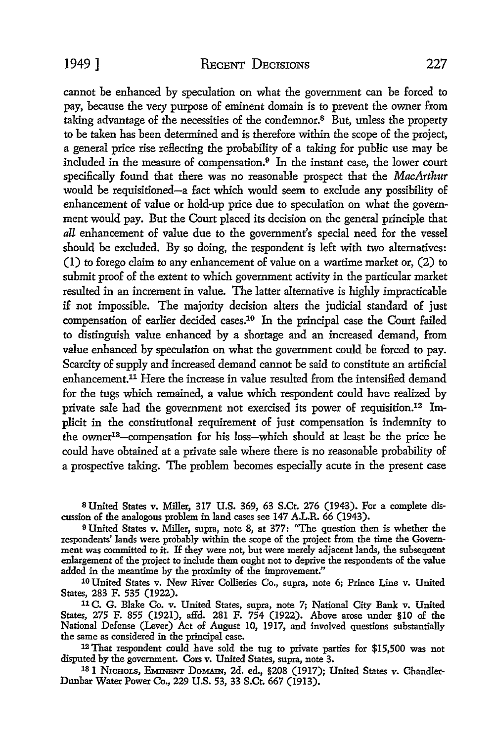cannot be enhanced by speculation on what the government can be forced to pay, because the very purpose of eminent domain is to prevent the owner from taking advantage of the necessities of the condemnor.[8] But, unless the property to be taken has been determined and is therefore within the scope of the project, a general price rise reflecting the probability of a taking for public use may be included in the measure of compensation.[9] In the instant case, the lower court specifically found that there was no reasonable prospect that the *MacArthur* would be requisitioned—a fact which would seem to exclude any possibility of enhancement of value or hold-up price due to speculation on what the government would pay. But the Court placed its decision on the general principle that *all* enhancement of value due to the government's special need for the vessel should be excluded. By so doing, the respondent is left with two alternatives: (1) to forego claim to any enhancement of value on a wartime market or, (2) to submit proof of the extent to which government activity in the particular market resulted in an increment in value. The latter alternative is highly impracticable if not impossible. The majority decision alters the judicial standard of just compensation of earlier decided cases.[10] In the principal case the Court failed to distinguish value enhanced by a shortage and an increased demand, from value enhanced by speculation on what the government could be forced to pay. Scarcity of supply and increased demand cannot be said to constitute an artificial enhancement.[11] Here the increase in value resulted from the intensified demand for the tugs which remained, a value which respondent could have realized by private sale had the government not exercised its power of requisition.[12] Implicit in the constitutional requirement of just compensation is indemnity to the owner[13]—compensation for his loss—which should at least be the price he could have obtained at a private sale where there is no reasonable probability of a prospective taking. The problem becomes especially acute in the present case

[8] United States v. Miller, 317 U.S. 369, 63 S.Ct. 276 (1943). For a complete discussion of the analogous problem in land cases see 147 A.L.R. 66 (1943).

[9] United States v. Miller, supra, note 8, at 377: "The question then is whether the respondents' lands were probably within the scope of the project from the time the Government was committed to it. If they were not, but were merely adjacent lands, the subsequent enlargement of the project to include them ought not to deprive the respondents of the value added in the meantime by the proximity of the improvement."

[10] United States v. New River Collieries Co., supra, note 6; Prince Line v. United States, 283 F. 535 (1922).

[11] C. G. Blake Co. v. United States, supra, note 7; National City Bank v. United States, 275 F. 855 (1921), affd. 281 F. 754 (1922). Above arose under §10 of the National Defense (Lever) Act of August 10, 1917, and involved questions substantially the same as considered in the principal case.

[12] That respondent could have sold the tug to private parties for $15,500 was not disputed by the government. Cors v. United States, supra, note 3.

[13] 1 Nichols, Eminent Domain, 2d. ed., §208 (1917); United States v. Chandler-Dunbar Water Power Co., 229 U.S. 53, 33 S.Ct. 667 (1913).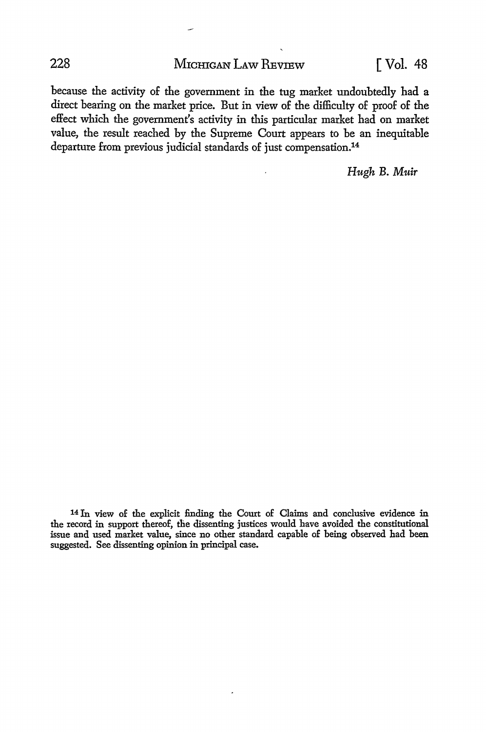because the activity of the government in the tug market undoubtedly had a direct bearing on the market price. But in view of the difficulty of proof of the effect which the government's activity in this particular market had on market value, the result reached by the Supreme Court appears to be an inequitable departure from previous judicial standards of just compensation.[14]

*Hugh B. Muir*

[14] In view of the explicit finding the Court of Claims and conclusive evidence in the record in support thereof, the dissenting justices would have avoided the constitutional issue and used market value, since no other standard capable of being observed had been suggested. See dissenting opinion in principal case.